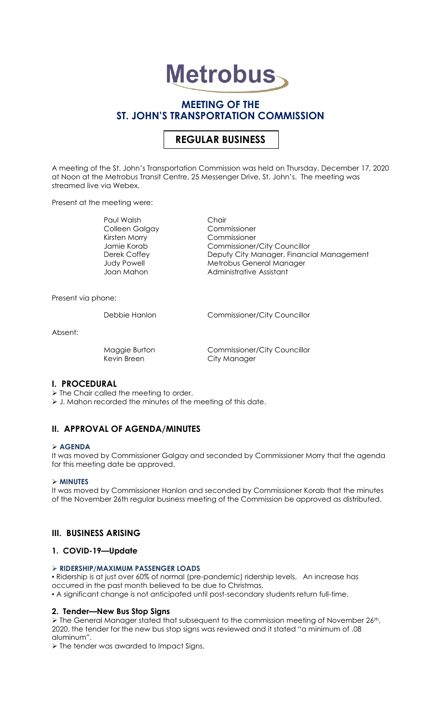# Metrobus

## MEETING OF THE ST. JOHN'S TRANSPORTATION COMMISSION

## REGULAR BUSINESS

A meeting of the St. John's Transportation Commission was held on Thursday, December 17, 2020 at Noon at the Metrobus Transit Centre, 25 Messenger Drive, St. John's. The meeting was streamed live via Webex.

Present at the meeting were:

| | |
|---|---|
| Paul Walsh | Chair |
| Colleen Galgay | Commissioner |
| Kirsten Morry | Commissioner |
| Jamie Korab | Commissioner/City Councillor |
| Derek Coffey | Deputy City Manager, Financial Management |
| Judy Powell | Metrobus General Manager |
| Joan Mahon | Administrative Assistant |

Present via phone:

| | |
|---|---|
| Debbie Hanlon | Commissioner/City Councillor |

Absent:

| | |
|---|---|
| Maggie Burton | Commissioner/City Councillor |
| Kevin Breen | City Manager |

## I. PROCEDURAL

- The Chair called the meeting to order.
- J. Mahon recorded the minutes of the meeting of this date.

## II. APPROVAL OF AGENDA/MINUTES

- **AGENDA**

It was moved by Commissioner Galgay and seconded by Commissioner Morry that the agenda for this meeting date be approved.

- **MINUTES**

It was moved by Commissioner Hanlon and seconded by Commissioner Korab that the minutes of the November 26th regular business meeting of the Commission be approved as distributed.

## III. BUSINESS ARISING

### 1. COVID-19—Update

- **RIDERSHIP/MAXIMUM PASSENGER LOADS**

▪ Ridership is at just over 60% of normal (pre-pandemic) ridership levels. An increase has occurred in the past month believed to be due to Christmas.
▪ A significant change is not anticipated until post-secondary students return full-time.

### 2. Tender—New Bus Stop Signs

- The General Manager stated that subsequent to the commission meeting of November 26th, 2020, the tender for the new bus stop signs was reviewed and it stated "a minimum of .08 aluminum".
- The tender was awarded to Impact Signs.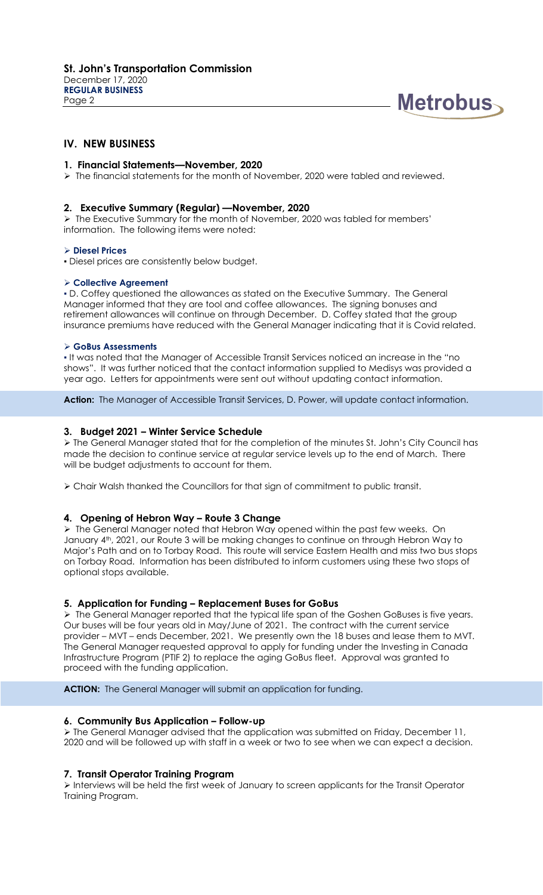## IV. NEW BUSINESS

### 1. Financial Statements—November, 2020

➢ The financial statements for the month of November, 2020 were tabled and reviewed.

### 2. Executive Summary (Regular) —November, 2020

➢ The Executive Summary for the month of November, 2020 was tabled for members' information. The following items were noted:

**➢ Diesel Prices**

▪ Diesel prices are consistently below budget.

**➢ Collective Agreement**

▪ D. Coffey questioned the allowances as stated on the Executive Summary. The General Manager informed that they are tool and coffee allowances. The signing bonuses and retirement allowances will continue on through December. D. Coffey stated that the group insurance premiums have reduced with the General Manager indicating that it is Covid related.

**➢ GoBus Assessments**

▪ It was noted that the Manager of Accessible Transit Services noticed an increase in the "no shows". It was further noticed that the contact information supplied to Medisys was provided a year ago. Letters for appointments were sent out without updating contact information.

**Action:** The Manager of Accessible Transit Services, D. Power, will update contact information.

### 3. Budget 2021 – Winter Service Schedule

➢ The General Manager stated that for the completion of the minutes St. John's City Council has made the decision to continue service at regular service levels up to the end of March. There will be budget adjustments to account for them.

➢ Chair Walsh thanked the Councillors for that sign of commitment to public transit.

### 4. Opening of Hebron Way – Route 3 Change

➢ The General Manager noted that Hebron Way opened within the past few weeks. On January 4th, 2021, our Route 3 will be making changes to continue on through Hebron Way to Major's Path and on to Torbay Road. This route will service Eastern Health and miss two bus stops on Torbay Road. Information has been distributed to inform customers using these two stops of optional stops available.

### 5. Application for Funding – Replacement Buses for GoBus

➢ The General Manager reported that the typical life span of the Goshen GoBuses is five years. Our buses will be four years old in May/June of 2021. The contract with the current service provider – MVT – ends December, 2021. We presently own the 18 buses and lease them to MVT. The General Manager requested approval to apply for funding under the Investing in Canada Infrastructure Program (PTIF 2) to replace the aging GoBus fleet. Approval was granted to proceed with the funding application.

**ACTION:** The General Manager will submit an application for funding.

### 6. Community Bus Application – Follow-up

➢ The General Manager advised that the application was submitted on Friday, December 11, 2020 and will be followed up with staff in a week or two to see when we can expect a decision.

### 7. Transit Operator Training Program

➢ Interviews will be held the first week of January to screen applicants for the Transit Operator Training Program.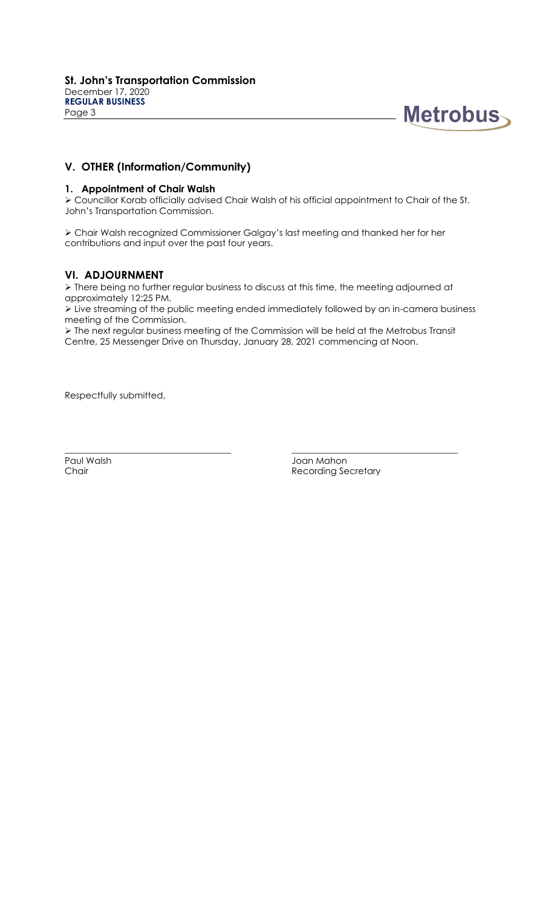## V. OTHER (Information/Community)

### 1. Appointment of Chair Walsh

➢ Councillor Korab officially advised Chair Walsh of his official appointment to Chair of the St. John's Transportation Commission.

➢ Chair Walsh recognized Commissioner Galgay's last meeting and thanked her for her contributions and input over the past four years.

## VI. ADJOURNMENT

➢ There being no further regular business to discuss at this time, the meeting adjourned at approximately 12:25 PM.

➢ Live streaming of the public meeting ended immediately followed by an in-camera business meeting of the Commission.

➢ The next regular business meeting of the Commission will be held at the Metrobus Transit Centre, 25 Messenger Drive on Thursday, January 28, 2021 commencing at Noon.

Respectfully submitted,

| | |
|---|---|
| \_\_\_\_\_\_\_\_\_\_\_\_\_\_\_\_\_\_\_\_\_\_\_\_\_\_\_\_\_\_ | \_\_\_\_\_\_\_\_\_\_\_\_\_\_\_\_\_\_\_\_\_\_\_\_\_\_\_\_\_\_ |
| Paul Walsh | Joan Mahon |
| Chair | Recording Secretary |